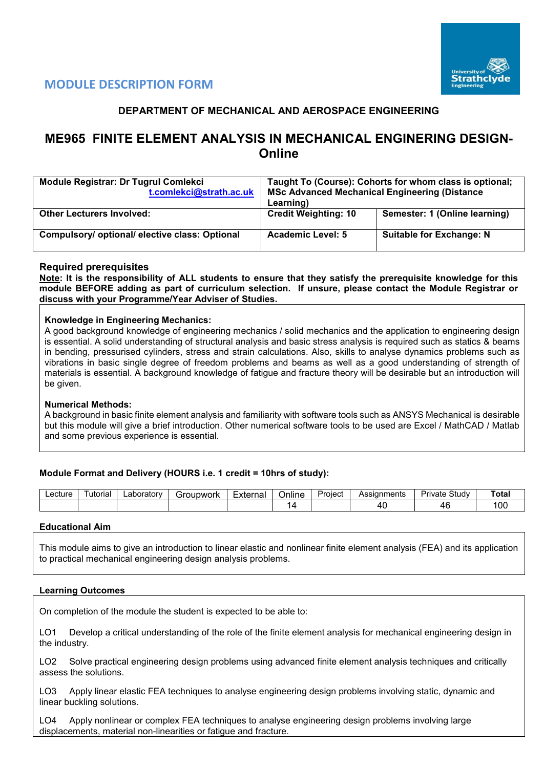## MODULE DESCRIPTION FORM

### DEPARTMENT OF MECHANICAL AND AEROSPACE ENGINEERING

# ME965 FINITE ELEMENT ANALYSIS IN MECHANICAL ENGINERING DESIGN-Online

| Module Registrar: Dr Tugrul Comlekci t.comlekci@strath.ac.uk | Taught To (Course): Cohorts for whom class is optional; MSc Advanced Mechanical Engineering (Distance Learning) | |
|---|---|---|
| Other Lecturers Involved: | Credit Weighting: 10 | Semester: 1 (Online learning) |
| Compulsory/ optional/ elective class: Optional | Academic Level: 5 | Suitable for Exchange: N |

### Required prerequisites

**Note: It is the responsibility of ALL students to ensure that they satisfy the prerequisite knowledge for this module BEFORE adding as part of curriculum selection. If unsure, please contact the Module Registrar or discuss with your Programme/Year Adviser of Studies.**

**Knowledge in Engineering Mechanics:**
A good background knowledge of engineering mechanics / solid mechanics and the application to engineering design is essential. A solid understanding of structural analysis and basic stress analysis is required such as statics & beams in bending, pressurised cylinders, stress and strain calculations. Also, skills to analyse dynamics problems such as vibrations in basic single degree of freedom problems and beams as well as a good understanding of strength of materials is essential. A background knowledge of fatigue and fracture theory will be desirable but an introduction will be given.

**Numerical Methods:**
A background in basic finite element analysis and familiarity with software tools such as ANSYS Mechanical is desirable but this module will give a brief introduction. Other numerical software tools to be used are Excel / MathCAD / Matlab and some previous experience is essential.

### Module Format and Delivery (HOURS i.e. 1 credit = 10hrs of study):

| Lecture | Tutorial | Laboratory | Groupwork | External | Online | Project | Assignments | Private Study | Total |
|---|---|---|---|---|---|---|---|---|---|
| | | | | | 14 | | 40 | 46 | 100 |

### Educational Aim

This module aims to give an introduction to linear elastic and nonlinear finite element analysis (FEA) and its application to practical mechanical engineering design analysis problems.

### Learning Outcomes

On completion of the module the student is expected to be able to:

LO1 Develop a critical understanding of the role of the finite element analysis for mechanical engineering design in the industry.

LO2 Solve practical engineering design problems using advanced finite element analysis techniques and critically assess the solutions.

LO3 Apply linear elastic FEA techniques to analyse engineering design problems involving static, dynamic and linear buckling solutions.

LO4 Apply nonlinear or complex FEA techniques to analyse engineering design problems involving large displacements, material non-linearities or fatigue and fracture.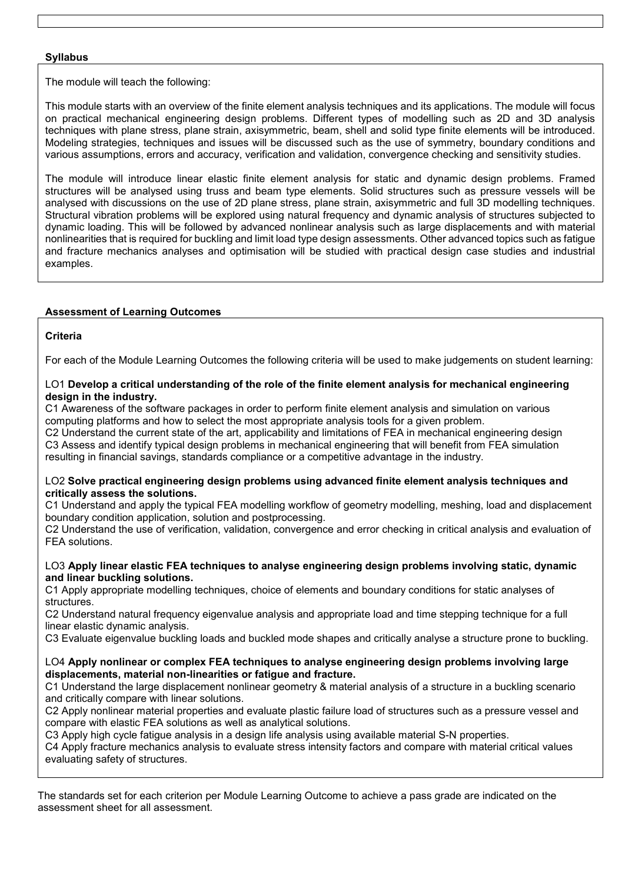## Syllabus

The module will teach the following:

This module starts with an overview of the finite element analysis techniques and its applications. The module will focus on practical mechanical engineering design problems. Different types of modelling such as 2D and 3D analysis techniques with plane stress, plane strain, axisymmetric, beam, shell and solid type finite elements will be introduced. Modeling strategies, techniques and issues will be discussed such as the use of symmetry, boundary conditions and various assumptions, errors and accuracy, verification and validation, convergence checking and sensitivity studies.

The module will introduce linear elastic finite element analysis for static and dynamic design problems. Framed structures will be analysed using truss and beam type elements. Solid structures such as pressure vessels will be analysed with discussions on the use of 2D plane stress, plane strain, axisymmetric and full 3D modelling techniques. Structural vibration problems will be explored using natural frequency and dynamic analysis of structures subjected to dynamic loading. This will be followed by advanced nonlinear analysis such as large displacements and with material nonlinearities that is required for buckling and limit load type design assessments. Other advanced topics such as fatigue and fracture mechanics analyses and optimisation will be studied with practical design case studies and industrial examples.

## Assessment of Learning Outcomes

### Criteria

For each of the Module Learning Outcomes the following criteria will be used to make judgements on student learning:

LO1 **Develop a critical understanding of the role of the finite element analysis for mechanical engineering design in the industry.**
C1 Awareness of the software packages in order to perform finite element analysis and simulation on various computing platforms and how to select the most appropriate analysis tools for a given problem.
C2 Understand the current state of the art, applicability and limitations of FEA in mechanical engineering design
C3 Assess and identify typical design problems in mechanical engineering that will benefit from FEA simulation resulting in financial savings, standards compliance or a competitive advantage in the industry.

LO2 **Solve practical engineering design problems using advanced finite element analysis techniques and critically assess the solutions.**
C1 Understand and apply the typical FEA modelling workflow of geometry modelling, meshing, load and displacement boundary condition application, solution and postprocessing.
C2 Understand the use of verification, validation, convergence and error checking in critical analysis and evaluation of FEA solutions.

LO3 **Apply linear elastic FEA techniques to analyse engineering design problems involving static, dynamic and linear buckling solutions.**
C1 Apply appropriate modelling techniques, choice of elements and boundary conditions for static analyses of structures.
C2 Understand natural frequency eigenvalue analysis and appropriate load and time stepping technique for a full linear elastic dynamic analysis.
C3 Evaluate eigenvalue buckling loads and buckled mode shapes and critically analyse a structure prone to buckling.

LO4 **Apply nonlinear or complex FEA techniques to analyse engineering design problems involving large displacements, material non-linearities or fatigue and fracture.**
C1 Understand the large displacement nonlinear geometry & material analysis of a structure in a buckling scenario and critically compare with linear solutions.
C2 Apply nonlinear material properties and evaluate plastic failure load of structures such as a pressure vessel and compare with elastic FEA solutions as well as analytical solutions.
C3 Apply high cycle fatigue analysis in a design life analysis using available material S-N properties.
C4 Apply fracture mechanics analysis to evaluate stress intensity factors and compare with material critical values evaluating safety of structures.

The standards set for each criterion per Module Learning Outcome to achieve a pass grade are indicated on the assessment sheet for all assessment.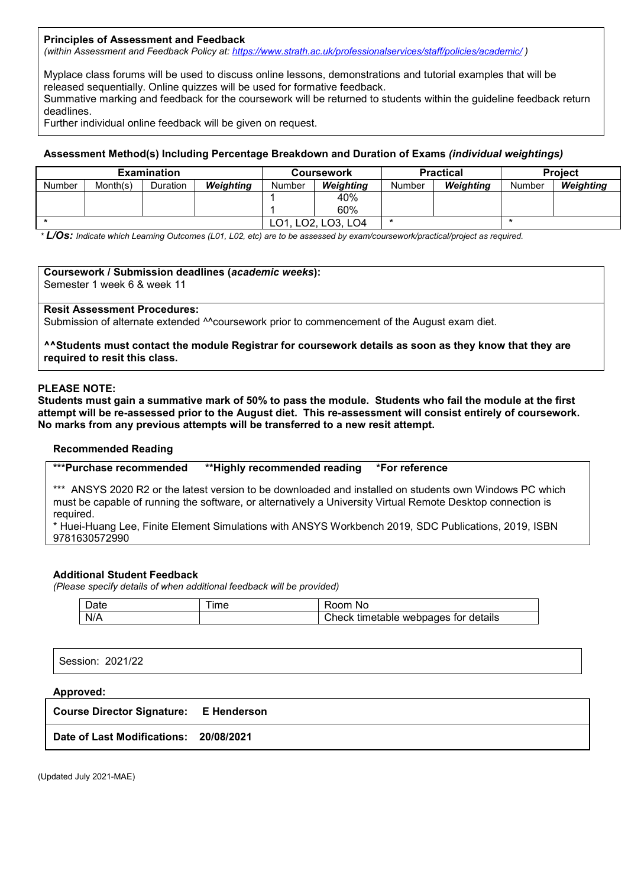**Principles of Assessment and Feedback**
*(within Assessment and Feedback Policy at: https://www.strath.ac.uk/professionalservices/staff/policies/academic/ )*

Myplace class forums will be used to discuss online lessons, demonstrations and tutorial examples that will be released sequentially. Online quizzes will be used for formative feedback.
Summative marking and feedback for the coursework will be returned to students within the guideline feedback return deadlines.
Further individual online feedback will be given on request.

**Assessment Method(s) Including Percentage Breakdown and Duration of Exams** ***(individual weightings)***

| Examination | | | | Coursework | | Practical | | Project | |
|---|---|---|---|---|---|---|---|---|---|
| Number | Month(s) | Duration | ***Weighting*** | Number | ***Weighting*** | Number | ***Weighting*** | Number | ***Weighting*** |
| | | | | 1 | 40% | | | | |
| | | | | 1 | 60% | | | | |
| * | | | | LO1, LO2, LO3, LO4 | | * | | * | |

\* ***L/Os:*** *Indicate which Learning Outcomes (L01, L02, etc) are to be assessed by exam/coursework/practical/project as required.*

**Coursework / Submission deadlines (*academic weeks*):**
Semester 1 week 6 & week 11

**Resit Assessment Procedures:**
Submission of alternate extended ^^coursework prior to commencement of the August exam diet.

**^^Students must contact the module Registrar for coursework details as soon as they know that they are required to resit this class.**

**PLEASE NOTE:**
**Students must gain a summative mark of 50% to pass the module. Students who fail the module at the first attempt will be re-assessed prior to the August diet. This re-assessment will consist entirely of coursework. No marks from any previous attempts will be transferred to a new resit attempt.**

**Recommended Reading**

**\*\*\*Purchase recommended &nbsp;&nbsp;&nbsp; \*\*Highly recommended reading &nbsp;&nbsp;&nbsp; \*For reference**

*** ANSYS 2020 R2 or the latest version to be downloaded and installed on students own Windows PC which must be capable of running the software, or alternatively a University Virtual Remote Desktop connection is required.
* Huei-Huang Lee, Finite Element Simulations with ANSYS Workbench 2019, SDC Publications, 2019, ISBN 9781630572990

**Additional Student Feedback**
*(Please specify details of when additional feedback will be provided)*

| Date | Time | Room No |
|---|---|---|
| N/A | | Check timetable webpages for details |

Session: 2021/22

**Approved:**

**Course Director Signature: E Henderson**

**Date of Last Modifications: 20/08/2021**

(Updated July 2021-MAE)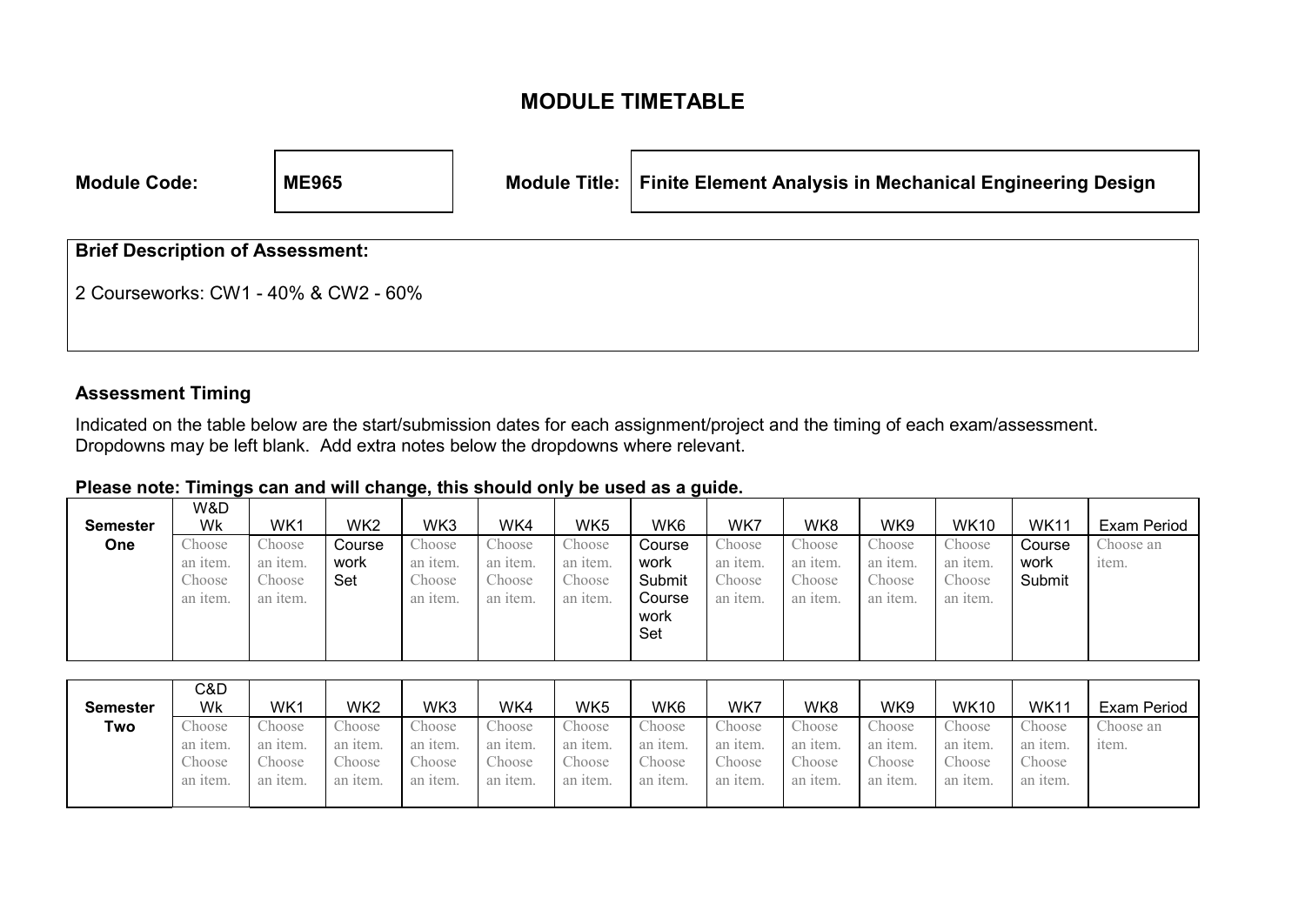# MODULE TIMETABLE

| Module Code: | ME965 | Module Title: | Finite Element Analysis in Mechanical Engineering Design |
|---|---|---|---|

**Brief Description of Assessment:**

2 Courseworks: CW1 - 40% & CW2 - 60%

### Assessment Timing

Indicated on the table below are the start/submission dates for each assignment/project and the timing of each exam/assessment. Dropdowns may be left blank. Add extra notes below the dropdowns where relevant.

**Please note: Timings can and will change, this should only be used as a guide.**

| Semester | W&D Wk | WK1 | WK2 | WK3 | WK4 | WK5 | WK6 | WK7 | WK8 | WK9 | WK10 | WK11 | Exam Period |
|---|---|---|---|---|---|---|---|---|---|---|---|---|---|
| **One** | Choose an item. Choose an item. | Choose an item. Choose an item. | Course work Set | Choose an item. Choose an item. | Choose an item. Choose an item. | Choose an item. Choose an item. | Course work Submit Course work Set | Choose an item. Choose an item. | Choose an item. Choose an item. | Choose an item. Choose an item. | Choose an item. Choose an item. | Course work Submit | Choose an item. |

| Semester | C&D Wk | WK1 | WK2 | WK3 | WK4 | WK5 | WK6 | WK7 | WK8 | WK9 | WK10 | WK11 | Exam Period |
|---|---|---|---|---|---|---|---|---|---|---|---|---|---|
| **Two** | Choose an item. Choose an item. | Choose an item. Choose an item. | Choose an item. Choose an item. | Choose an item. Choose an item. | Choose an item. Choose an item. | Choose an item. Choose an item. | Choose an item. Choose an item. | Choose an item. Choose an item. | Choose an item. Choose an item. | Choose an item. Choose an item. | Choose an item. Choose an item. | Choose an item. Choose an item. | Choose an item. |